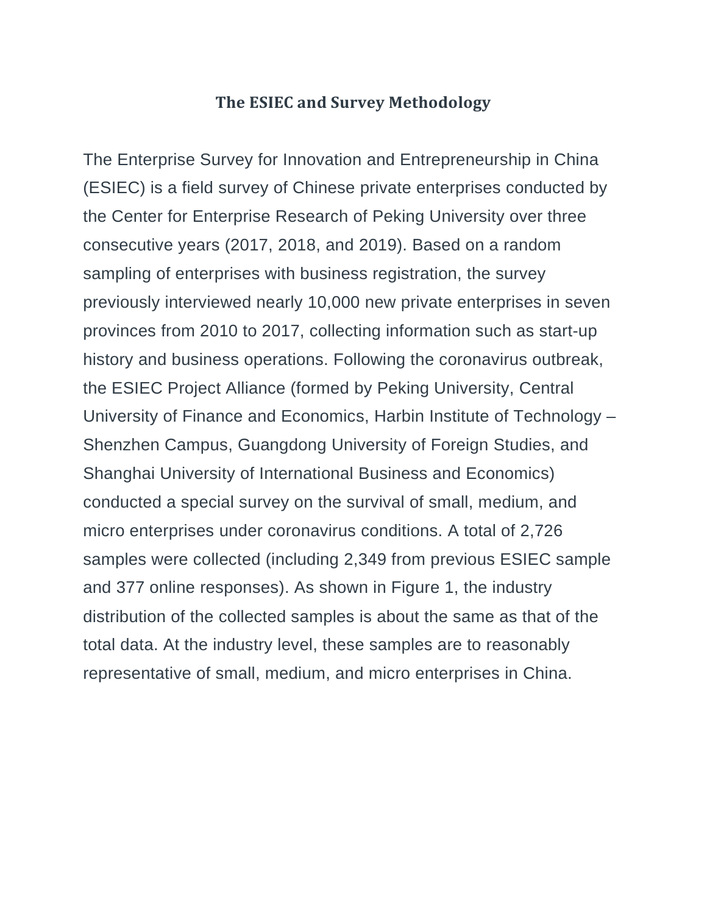# The ESIEC and Survey Methodology

The Enterprise Survey for Innovation and Entrepreneurship in China (ESIEC) is a field survey of Chinese private enterprises conducted by the Center for Enterprise Research of Peking University over three consecutive years (2017, 2018, and 2019). Based on a random sampling of enterprises with business registration, the survey previously interviewed nearly 10,000 new private enterprises in seven provinces from 2010 to 2017, collecting information such as start-up history and business operations. Following the coronavirus outbreak, the ESIEC Project Alliance (formed by Peking University, Central University of Finance and Economics, Harbin Institute of Technology – Shenzhen Campus, Guangdong University of Foreign Studies, and Shanghai University of International Business and Economics) conducted a special survey on the survival of small, medium, and micro enterprises under coronavirus conditions. A total of 2,726 samples were collected (including 2,349 from previous ESIEC sample and 377 online responses). As shown in Figure 1, the industry distribution of the collected samples is about the same as that of the total data. At the industry level, these samples are to reasonably representative of small, medium, and micro enterprises in China.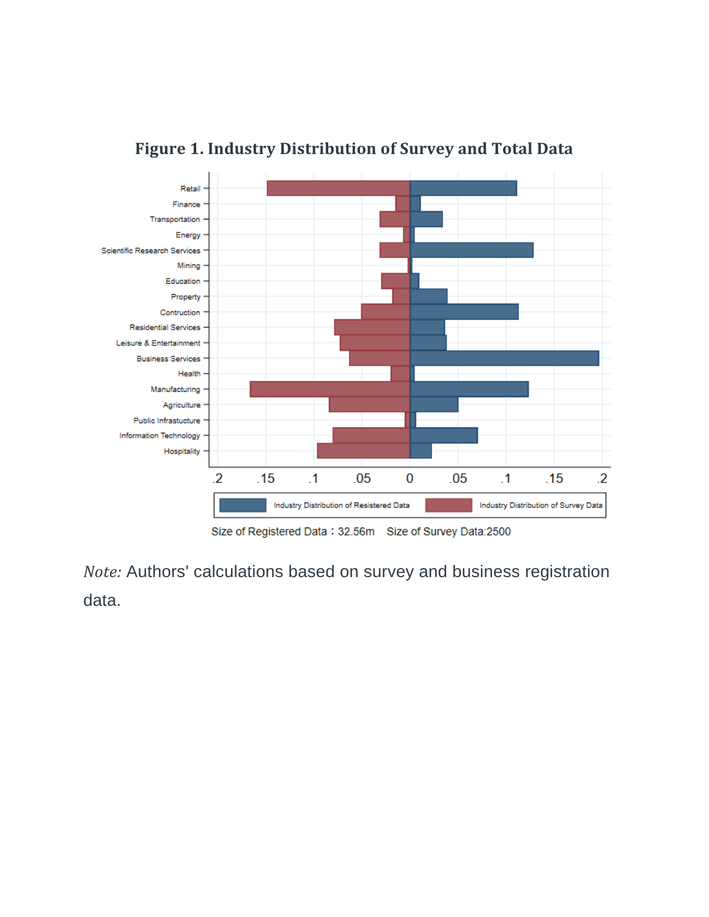**Figure 1. Industry Distribution of Survey and Total Data**

Retail
Finance
Transportation
Energy
Scientific Research Services
Mining
Education
Property
Contruction
Residential Services
Leisure & Entertainment
Business Services
Health
Manufacturing
Agriculture
Public Infrastucture
Information Technology
Hospitality

.2 .15 .1 .05 0 .05 .1 .15 .2

Industry Distribution of Resistered Data
Industry Distribution of Survey Data

Size of Registered Data：32.56m Size of Survey Data:2500

*Note:* Authors' calculations based on survey and business registration data.